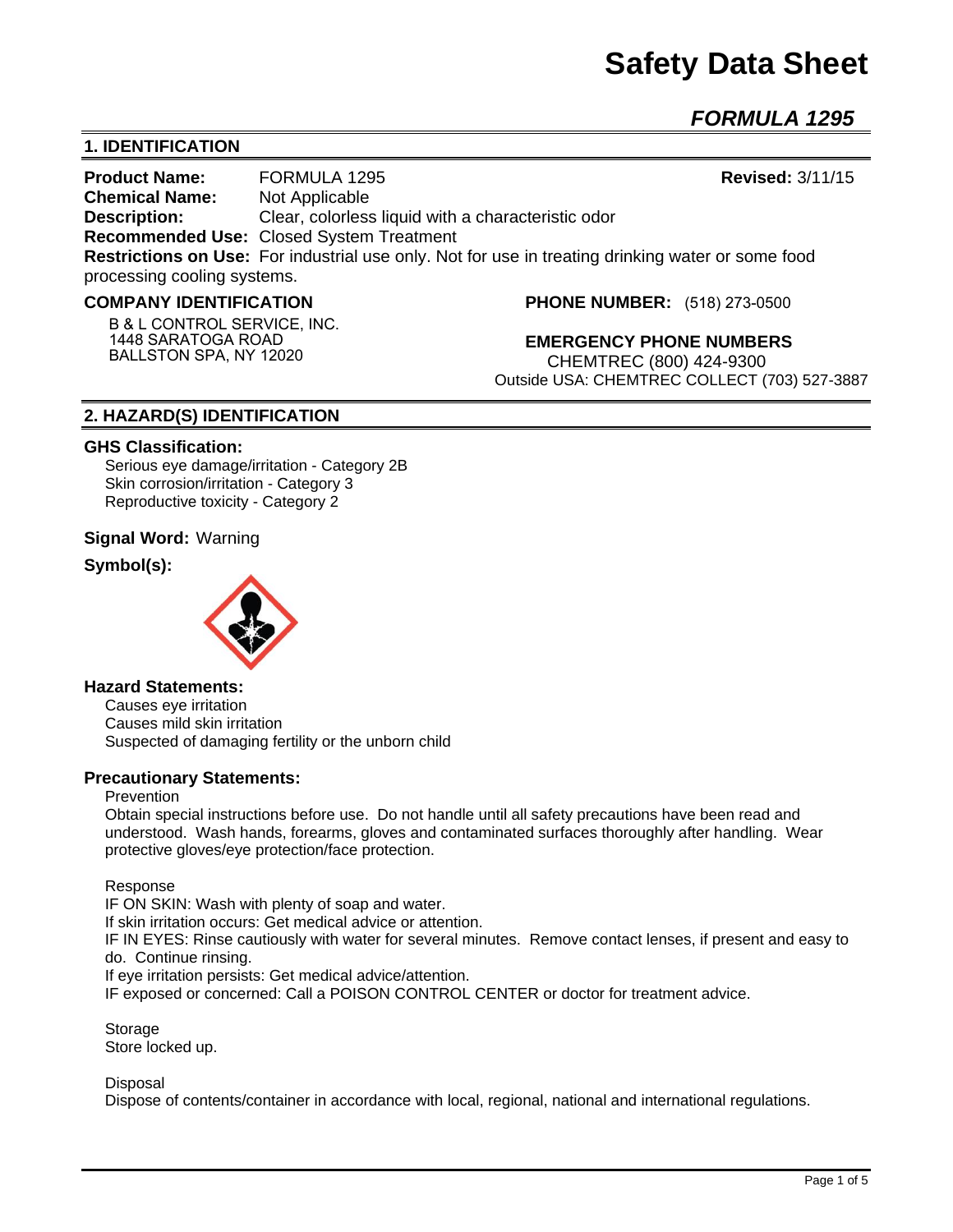# Safety Data Sheet

## *FORMULA 1295*

## 1. IDENTIFICATION

**Product Name:** FORMULA 1295 **Revised:** 3/11/15
**Chemical Name:** Not Applicable
**Description:** Clear, colorless liquid with a characteristic odor
**Recommended Use:** Closed System Treatment
**Restrictions on Use:** For industrial use only. Not for use in treating drinking water or some food processing cooling systems.

**COMPANY IDENTIFICATION**

B & L CONTROL SERVICE, INC.
1448 SARATOGA ROAD
BALLSTON SPA, NY 12020

**PHONE NUMBER:** (518) 273-0500

**EMERGENCY PHONE NUMBERS**
CHEMTREC (800) 424-9300
Outside USA: CHEMTREC COLLECT (703) 527-3887

## 2. HAZARD(S) IDENTIFICATION

**GHS Classification:**

Serious eye damage/irritation - Category 2B
Skin corrosion/irritation - Category 3
Reproductive toxicity - Category 2

**Signal Word:** Warning

**Symbol(s):**

**Hazard Statements:**

Causes eye irritation
Causes mild skin irritation
Suspected of damaging fertility or the unborn child

**Precautionary Statements:**

Prevention
Obtain special instructions before use. Do not handle until all safety precautions have been read and understood. Wash hands, forearms, gloves and contaminated surfaces thoroughly after handling. Wear protective gloves/eye protection/face protection.

Response
IF ON SKIN: Wash with plenty of soap and water.
If skin irritation occurs: Get medical advice or attention.
IF IN EYES: Rinse cautiously with water for several minutes. Remove contact lenses, if present and easy to do. Continue rinsing.
If eye irritation persists: Get medical advice/attention.
IF exposed or concerned: Call a POISON CONTROL CENTER or doctor for treatment advice.

Storage
Store locked up.

Disposal
Dispose of contents/container in accordance with local, regional, national and international regulations.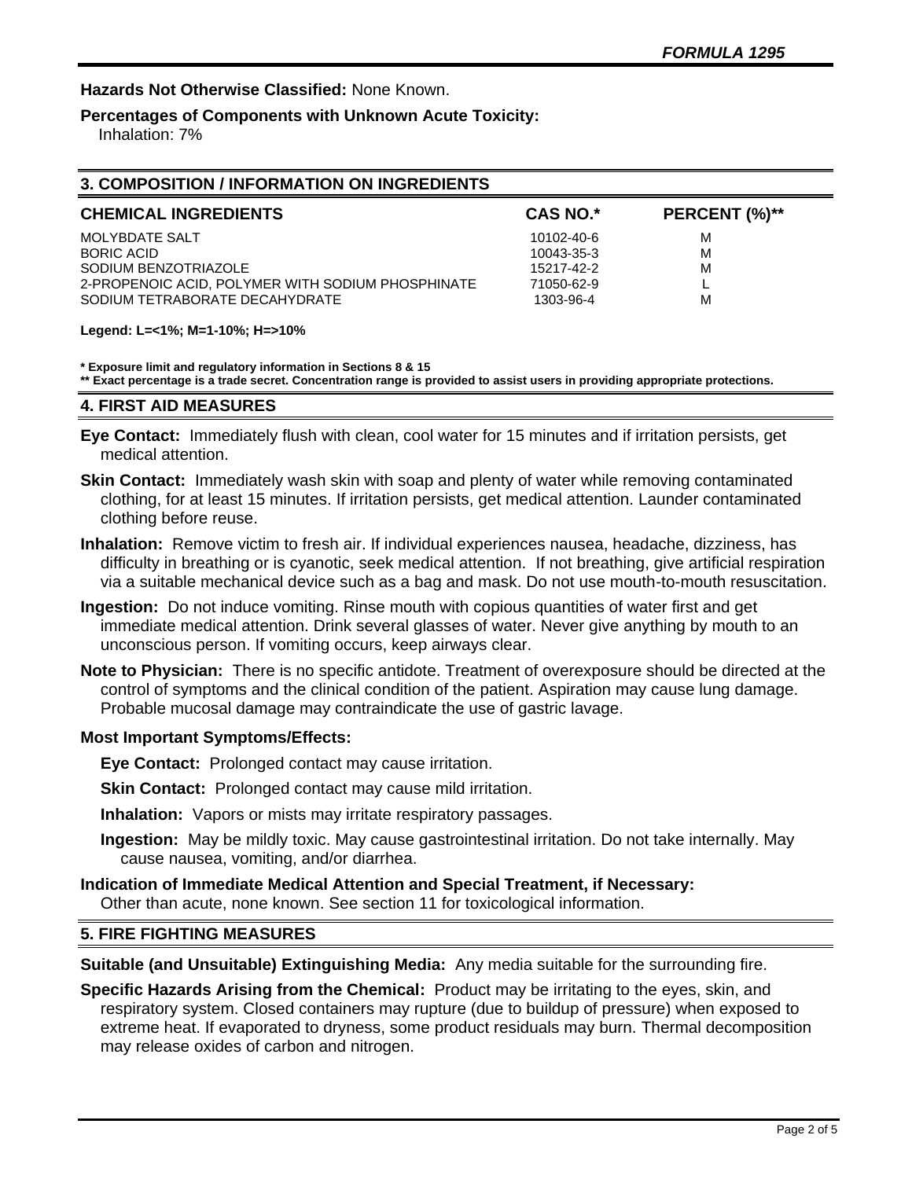**Hazards Not Otherwise Classified:** None Known.

**Percentages of Components with Unknown Acute Toxicity:**
Inhalation: 7%

## 3. COMPOSITION / INFORMATION ON INGREDIENTS

| CHEMICAL INGREDIENTS | CAS NO.* | PERCENT (%)** |
|---|---|---|
| MOLYBDATE SALT | 10102-40-6 | M |
| BORIC ACID | 10043-35-3 | M |
| SODIUM BENZOTRIAZOLE | 15217-42-2 | M |
| 2-PROPENOIC ACID, POLYMER WITH SODIUM PHOSPHINATE | 71050-62-9 | L |
| SODIUM TETRABORATE DECAHYDRATE | 1303-96-4 | M |

**Legend: L=<1%; M=1-10%; H=>10%**

**\* Exposure limit and regulatory information in Sections 8 & 15**
**\*\* Exact percentage is a trade secret. Concentration range is provided to assist users in providing appropriate protections.**

## 4. FIRST AID MEASURES

**Eye Contact:** Immediately flush with clean, cool water for 15 minutes and if irritation persists, get medical attention.

**Skin Contact:** Immediately wash skin with soap and plenty of water while removing contaminated clothing, for at least 15 minutes. If irritation persists, get medical attention. Launder contaminated clothing before reuse.

**Inhalation:** Remove victim to fresh air. If individual experiences nausea, headache, dizziness, has difficulty in breathing or is cyanotic, seek medical attention. If not breathing, give artificial respiration via a suitable mechanical device such as a bag and mask. Do not use mouth-to-mouth resuscitation.

**Ingestion:** Do not induce vomiting. Rinse mouth with copious quantities of water first and get immediate medical attention. Drink several glasses of water. Never give anything by mouth to an unconscious person. If vomiting occurs, keep airways clear.

**Note to Physician:** There is no specific antidote. Treatment of overexposure should be directed at the control of symptoms and the clinical condition of the patient. Aspiration may cause lung damage. Probable mucosal damage may contraindicate the use of gastric lavage.

**Most Important Symptoms/Effects:**

**Eye Contact:** Prolonged contact may cause irritation.

**Skin Contact:** Prolonged contact may cause mild irritation.

**Inhalation:** Vapors or mists may irritate respiratory passages.

**Ingestion:** May be mildly toxic. May cause gastrointestinal irritation. Do not take internally. May cause nausea, vomiting, and/or diarrhea.

**Indication of Immediate Medical Attention and Special Treatment, if Necessary:**
Other than acute, none known. See section 11 for toxicological information.

## 5. FIRE FIGHTING MEASURES

**Suitable (and Unsuitable) Extinguishing Media:** Any media suitable for the surrounding fire.

**Specific Hazards Arising from the Chemical:** Product may be irritating to the eyes, skin, and respiratory system. Closed containers may rupture (due to buildup of pressure) when exposed to extreme heat. If evaporated to dryness, some product residuals may burn. Thermal decomposition may release oxides of carbon and nitrogen.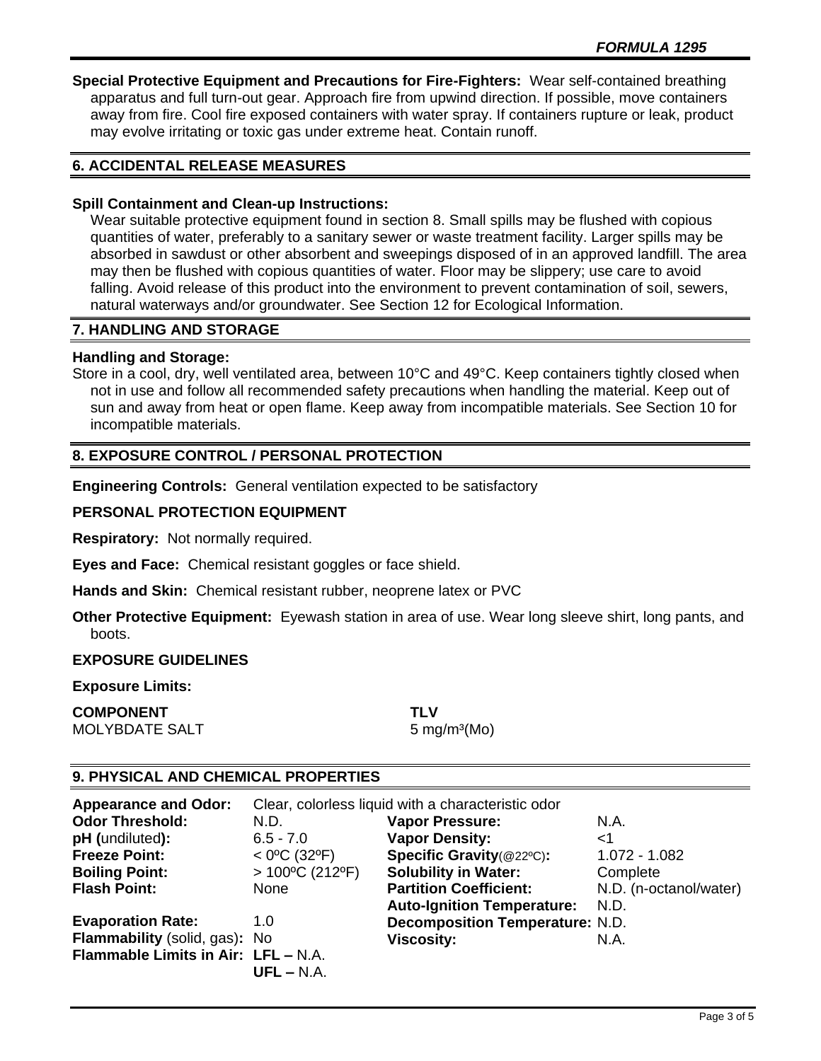**Special Protective Equipment and Precautions for Fire-Fighters:** Wear self-contained breathing apparatus and full turn-out gear. Approach fire from upwind direction. If possible, move containers away from fire. Cool fire exposed containers with water spray. If containers rupture or leak, product may evolve irritating or toxic gas under extreme heat. Contain runoff.

## 6. ACCIDENTAL RELEASE MEASURES

**Spill Containment and Clean-up Instructions:**

Wear suitable protective equipment found in section 8. Small spills may be flushed with copious quantities of water, preferably to a sanitary sewer or waste treatment facility. Larger spills may be absorbed in sawdust or other absorbent and sweepings disposed of in an approved landfill. The area may then be flushed with copious quantities of water. Floor may be slippery; use care to avoid falling. Avoid release of this product into the environment to prevent contamination of soil, sewers, natural waterways and/or groundwater. See Section 12 for Ecological Information.

## 7. HANDLING AND STORAGE

**Handling and Storage:**

Store in a cool, dry, well ventilated area, between 10°C and 49°C. Keep containers tightly closed when not in use and follow all recommended safety precautions when handling the material. Keep out of sun and away from heat or open flame. Keep away from incompatible materials. See Section 10 for incompatible materials.

## 8. EXPOSURE CONTROL / PERSONAL PROTECTION

**Engineering Controls:** General ventilation expected to be satisfactory

**PERSONAL PROTECTION EQUIPMENT**

**Respiratory:** Not normally required.

**Eyes and Face:** Chemical resistant goggles or face shield.

**Hands and Skin:** Chemical resistant rubber, neoprene latex or PVC

**Other Protective Equipment:** Eyewash station in area of use. Wear long sleeve shirt, long pants, and boots.

**EXPOSURE GUIDELINES**

**Exposure Limits:**

| COMPONENT | TLV |
|---|---|
| MOLYBDATE SALT | 5 mg/m³(Mo) |

## 9. PHYSICAL AND CHEMICAL PROPERTIES

**Appearance and Odor:** Clear, colorless liquid with a characteristic odor

| | | | |
|---|---|---|---|
| **Odor Threshold:** | N.D. | **Vapor Pressure:** | N.A. |
| **pH** (undiluted)**:** | 6.5 - 7.0 | **Vapor Density:** | <1 |
| **Freeze Point:** | < 0ºC (32ºF) | **Specific Gravity**(@22ºC)**:** | 1.072 - 1.082 |
| **Boiling Point:** | > 100ºC (212ºF) | **Solubility in Water:** | Complete |
| **Flash Point:** | None | **Partition Coefficient:** | N.D. (n-octanol/water) |
| | | **Auto-Ignition Temperature:** | N.D. |
| **Evaporation Rate:** | 1.0 | **Decomposition Temperature:** | N.D. |
| **Flammability** (solid, gas)**:** | No | **Viscosity:** | N.A. |
| **Flammable Limits in Air:** | **LFL –** N.A. | | |
| | **UFL –** N.A. | | |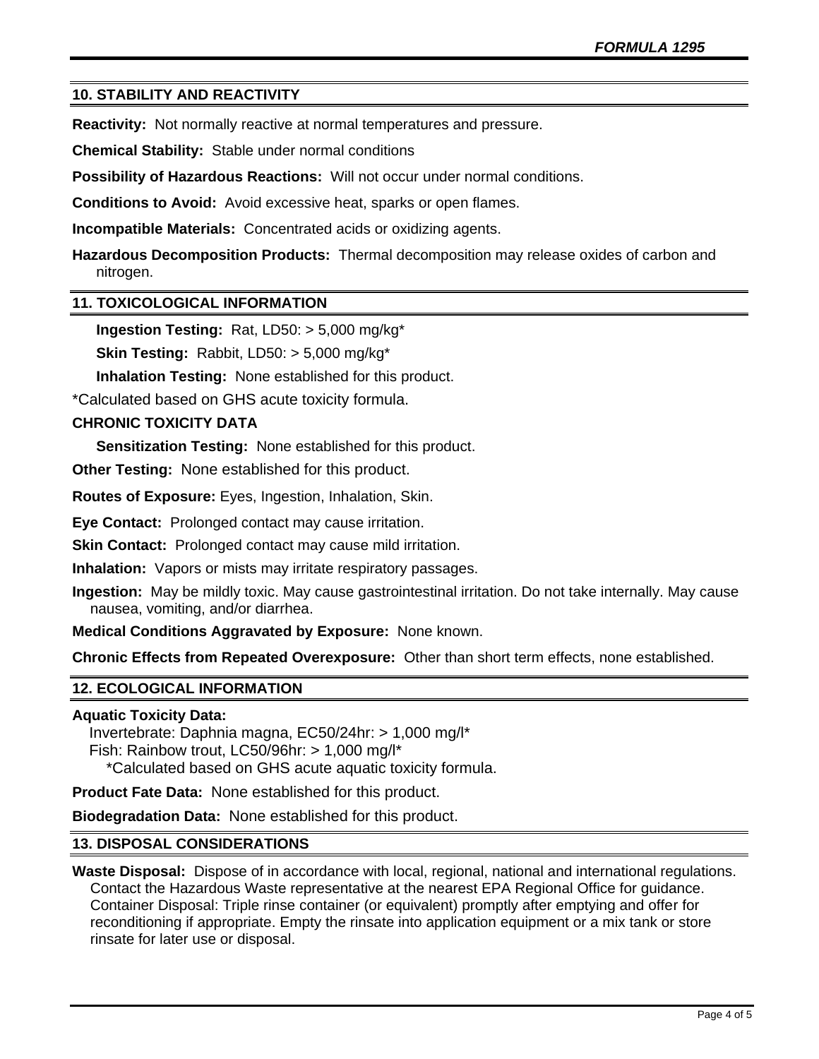## 10. STABILITY AND REACTIVITY

**Reactivity:** Not normally reactive at normal temperatures and pressure.

**Chemical Stability:** Stable under normal conditions

**Possibility of Hazardous Reactions:** Will not occur under normal conditions.

**Conditions to Avoid:** Avoid excessive heat, sparks or open flames.

**Incompatible Materials:** Concentrated acids or oxidizing agents.

**Hazardous Decomposition Products:** Thermal decomposition may release oxides of carbon and nitrogen.

## 11. TOXICOLOGICAL INFORMATION

**Ingestion Testing:** Rat, LD50: > 5,000 mg/kg*

**Skin Testing:** Rabbit, LD50: > 5,000 mg/kg*

**Inhalation Testing:** None established for this product.

*Calculated based on GHS acute toxicity formula.

**CHRONIC TOXICITY DATA**

**Sensitization Testing:** None established for this product.

**Other Testing:** None established for this product.

**Routes of Exposure:** Eyes, Ingestion, Inhalation, Skin.

**Eye Contact:** Prolonged contact may cause irritation.

**Skin Contact:** Prolonged contact may cause mild irritation.

**Inhalation:** Vapors or mists may irritate respiratory passages.

**Ingestion:** May be mildly toxic. May cause gastrointestinal irritation. Do not take internally. May cause nausea, vomiting, and/or diarrhea.

**Medical Conditions Aggravated by Exposure:** None known.

**Chronic Effects from Repeated Overexposure:** Other than short term effects, none established.

## 12. ECOLOGICAL INFORMATION

**Aquatic Toxicity Data:**

Invertebrate: Daphnia magna, EC50/24hr: > 1,000 mg/l*
Fish: Rainbow trout, LC50/96hr: > 1,000 mg/l*
*Calculated based on GHS acute aquatic toxicity formula.

**Product Fate Data:** None established for this product.

**Biodegradation Data:** None established for this product.

## 13. DISPOSAL CONSIDERATIONS

**Waste Disposal:** Dispose of in accordance with local, regional, national and international regulations. Contact the Hazardous Waste representative at the nearest EPA Regional Office for guidance. Container Disposal: Triple rinse container (or equivalent) promptly after emptying and offer for reconditioning if appropriate. Empty the rinsate into application equipment or a mix tank or store rinsate for later use or disposal.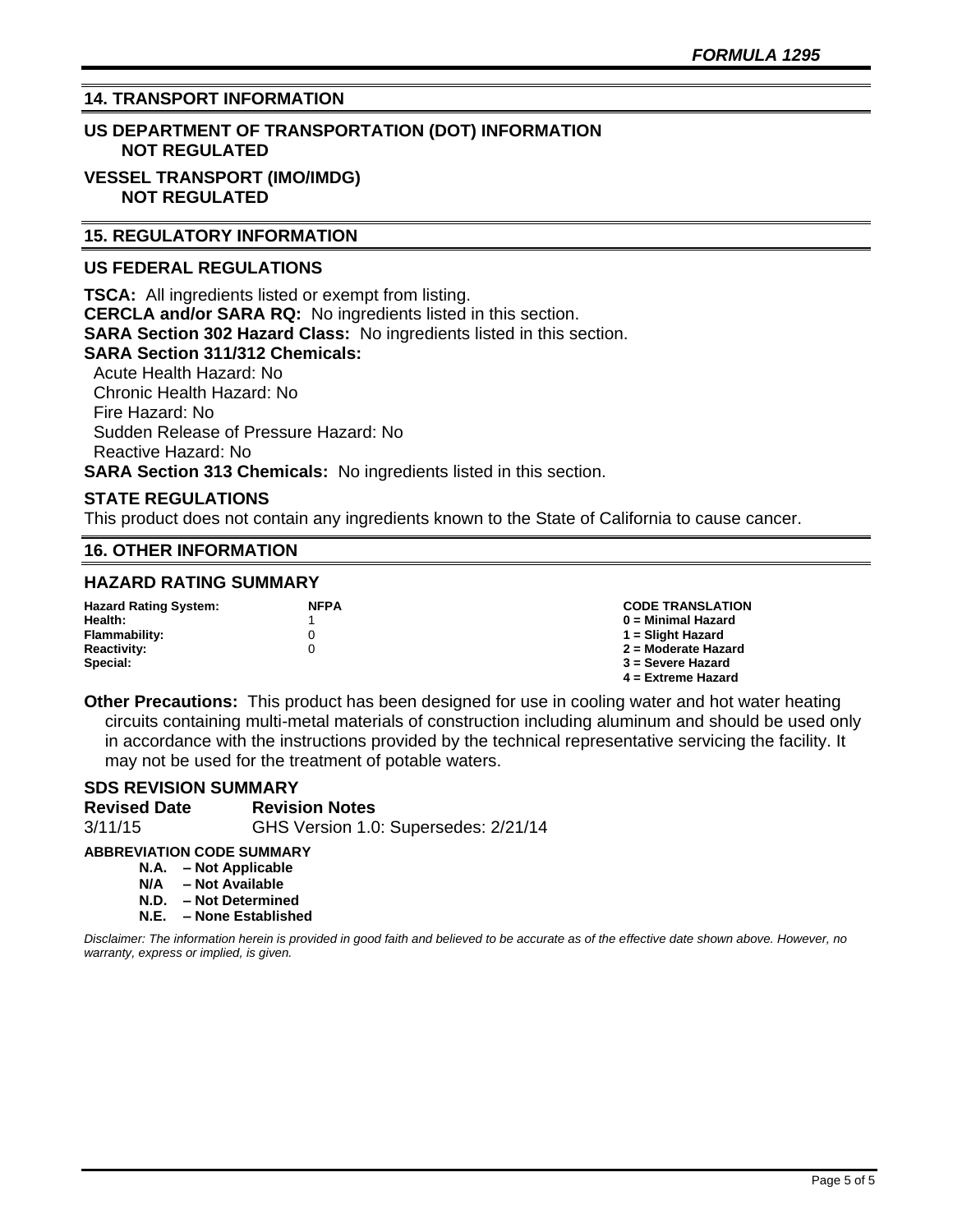## 14. TRANSPORT INFORMATION

### US DEPARTMENT OF TRANSPORTATION (DOT) INFORMATION
**NOT REGULATED**

### VESSEL TRANSPORT (IMO/IMDG)
**NOT REGULATED**

## 15. REGULATORY INFORMATION

### US FEDERAL REGULATIONS

**TSCA:** All ingredients listed or exempt from listing.
**CERCLA and/or SARA RQ:** No ingredients listed in this section.
**SARA Section 302 Hazard Class:** No ingredients listed in this section.
**SARA Section 311/312 Chemicals:**
Acute Health Hazard: No
Chronic Health Hazard: No
Fire Hazard: No
Sudden Release of Pressure Hazard: No
Reactive Hazard: No
**SARA Section 313 Chemicals:** No ingredients listed in this section.

### STATE REGULATIONS

This product does not contain any ingredients known to the State of California to cause cancer.

## 16. OTHER INFORMATION

### HAZARD RATING SUMMARY

| Hazard Rating System: | NFPA | CODE TRANSLATION |
|---|---|---|
| Health: | 1 | 0 = Minimal Hazard |
| Flammability: | 0 | 1 = Slight Hazard |
| Reactivity: | 0 | 2 = Moderate Hazard |
| Special: | | 3 = Severe Hazard |
| | | 4 = Extreme Hazard |

**Other Precautions:** This product has been designed for use in cooling water and hot water heating circuits containing multi-metal materials of construction including aluminum and should be used only in accordance with the instructions provided by the technical representative servicing the facility. It may not be used for the treatment of potable waters.

### SDS REVISION SUMMARY

| Revised Date | Revision Notes |
|---|---|
| 3/11/15 | GHS Version 1.0: Supersedes: 2/21/14 |

**ABBREVIATION CODE SUMMARY**

- **N.A. – Not Applicable**
- **N/A – Not Available**
- **N.D. – Not Determined**
- **N.E. – None Established**

*Disclaimer: The information herein is provided in good faith and believed to be accurate as of the effective date shown above. However, no warranty, express or implied, is given.*